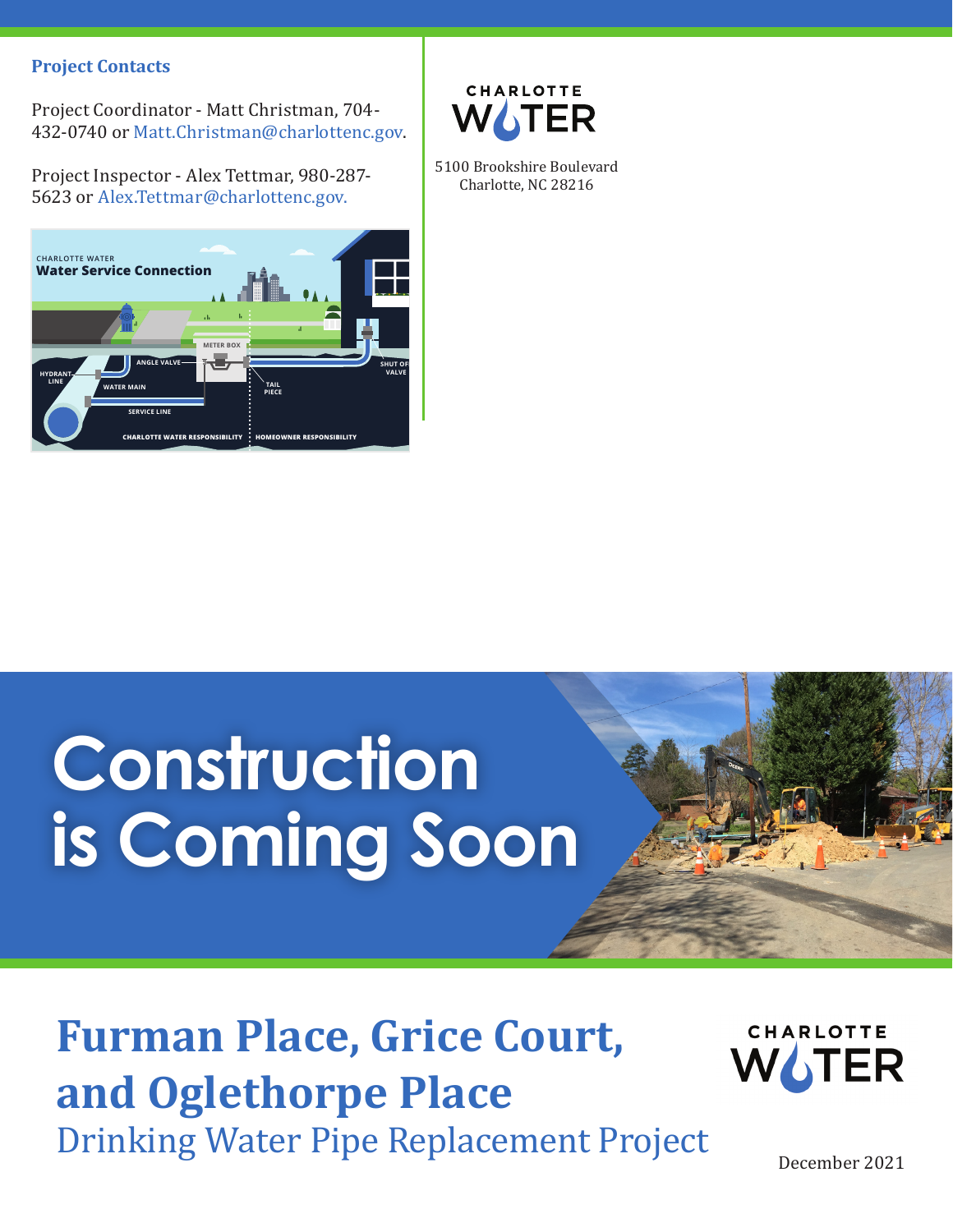**Project Contacts**

Project Coordinator - Matt Christman, 704-432-0740 or Matt.Christman@charlottenc.gov.

Project Inspector - Alex Tettmar, 980-287-5623 or Alex.Tettmar@charlottenc.gov.

CHARLOTTE WATER

5100 Brookshire Boulevard
Charlotte, NC 28216

# Construction is Coming Soon

## Furman Place, Grice Court, and Oglethorpe Place

### Drinking Water Pipe Replacement Project

CHARLOTTE WATER

December 2021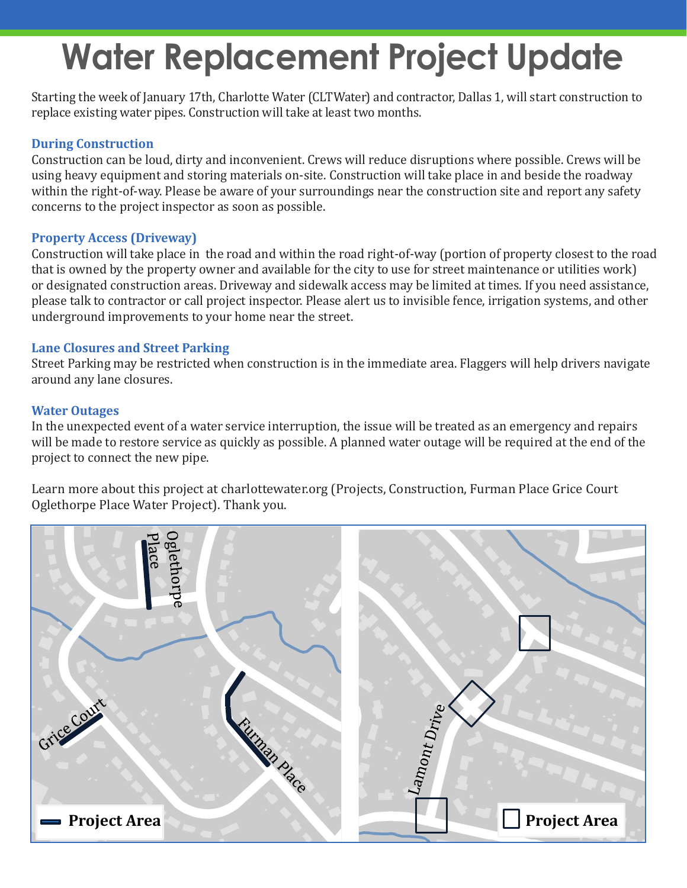# Water Replacement Project Update

Starting the week of January 17th, Charlotte Water (CLTWater) and contractor, Dallas 1, will start construction to replace existing water pipes. Construction will take at least two months.

### During Construction

Construction can be loud, dirty and inconvenient. Crews will reduce disruptions where possible. Crews will be using heavy equipment and storing materials on-site. Construction will take place in and beside the roadway within the right-of-way. Please be aware of your surroundings near the construction site and report any safety concerns to the project inspector as soon as possible.

### Property Access (Driveway)

Construction will take place in the road and within the road right-of-way (portion of property closest to the road that is owned by the property owner and available for the city to use for street maintenance or utilities work) or designated construction areas. Driveway and sidewalk access may be limited at times. If you need assistance, please talk to contractor or call project inspector. Please alert us to invisible fence, irrigation systems, and other underground improvements to your home near the street.

### Lane Closures and Street Parking

Street Parking may be restricted when construction is in the immediate area. Flaggers will help drivers navigate around any lane closures.

### Water Outages

In the unexpected event of a water service interruption, the issue will be treated as an emergency and repairs will be made to restore service as quickly as possible. A planned water outage will be required at the end of the project to connect the new pipe.

Learn more about this project at charlottewater.org (Projects, Construction, Furman Place Grice Court Oglethorpe Place Water Project). Thank you.

Oglethorpe Place
Grice Court
Furman Place
**Project Area**

Lamont Drive
**Project Area**